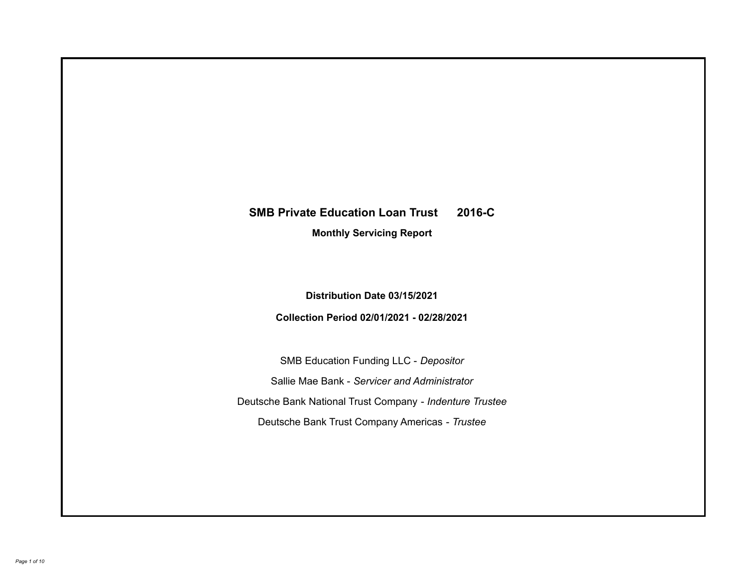# SMB Private Education Loan Trust 2016-C

## Monthly Servicing Report

**Distribution Date 03/15/2021**

**Collection Period 02/01/2021 - 02/28/2021**

SMB Education Funding LLC - *Depositor*

Sallie Mae Bank - *Servicer and Administrator*

Deutsche Bank National Trust Company - *Indenture Trustee*

Deutsche Bank Trust Company Americas - *Trustee*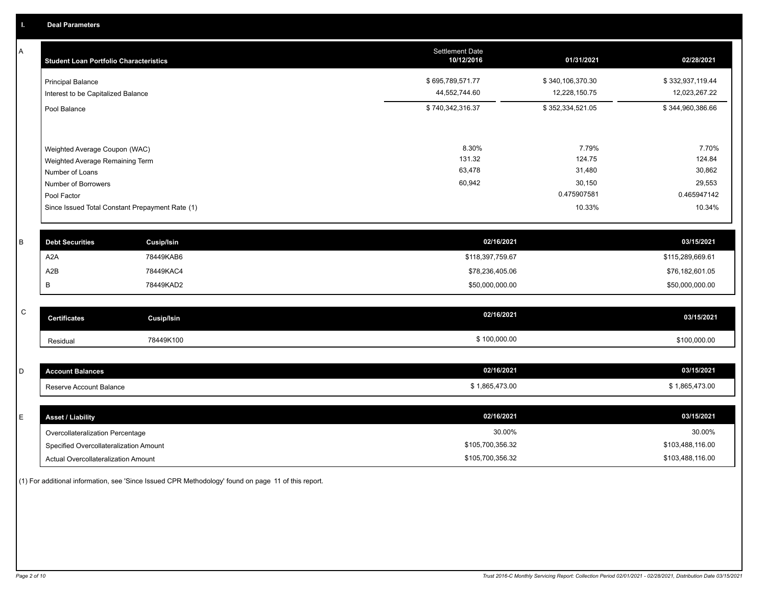## I. Deal Parameters

### A

| Student Loan Portfolio Characteristics | Settlement Date 10/12/2016 | 01/31/2021 | 02/28/2021 |
|---|---|---|---|
| Principal Balance | $ 695,789,571.77 | $ 340,106,370.30 | $ 332,937,119.44 |
| Interest to be Capitalized Balance | 44,552,744.60 | 12,228,150.75 | 12,023,267.22 |
| Pool Balance | $ 740,342,316.37 | $ 352,334,521.05 | $ 344,960,386.66 |
| Weighted Average Coupon (WAC) | 8.30% | 7.79% | 7.70% |
| Weighted Average Remaining Term | 131.32 | 124.75 | 124.84 |
| Number of Loans | 63,478 | 31,480 | 30,862 |
| Number of Borrowers | 60,942 | 30,150 | 29,553 |
| Pool Factor | | 0.475907581 | 0.465947142 |
| Since Issued Total Constant Prepayment Rate (1) | | 10.33% | 10.34% |

### B

| Debt Securities | Cusip/Isin | 02/16/2021 | 03/15/2021 |
|---|---|---|---|
| A2A | 78449KAB6 | $118,397,759.67 | $115,289,669.61 |
| A2B | 78449KAC4 | $78,236,405.06 | $76,182,601.05 |
| B | 78449KAD2 | $50,000,000.00 | $50,000,000.00 |

### C

| Certificates | Cusip/Isin | 02/16/2021 | 03/15/2021 |
|---|---|---|---|
| Residual | 78449K100 | $ 100,000.00 | $100,000.00 |

### D

| Account Balances | 02/16/2021 | 03/15/2021 |
|---|---|---|
| Reserve Account Balance | $ 1,865,473.00 | $ 1,865,473.00 |

### E

| Asset / Liability | 02/16/2021 | 03/15/2021 |
|---|---|---|
| Overcollateralization Percentage | 30.00% | 30.00% |
| Specified Overcollateralization Amount | $105,700,356.32 | $103,488,116.00 |
| Actual Overcollateralization Amount | $105,700,356.32 | $103,488,116.00 |

(1) For additional information, see 'Since Issued CPR Methodology' found on page 11 of this report.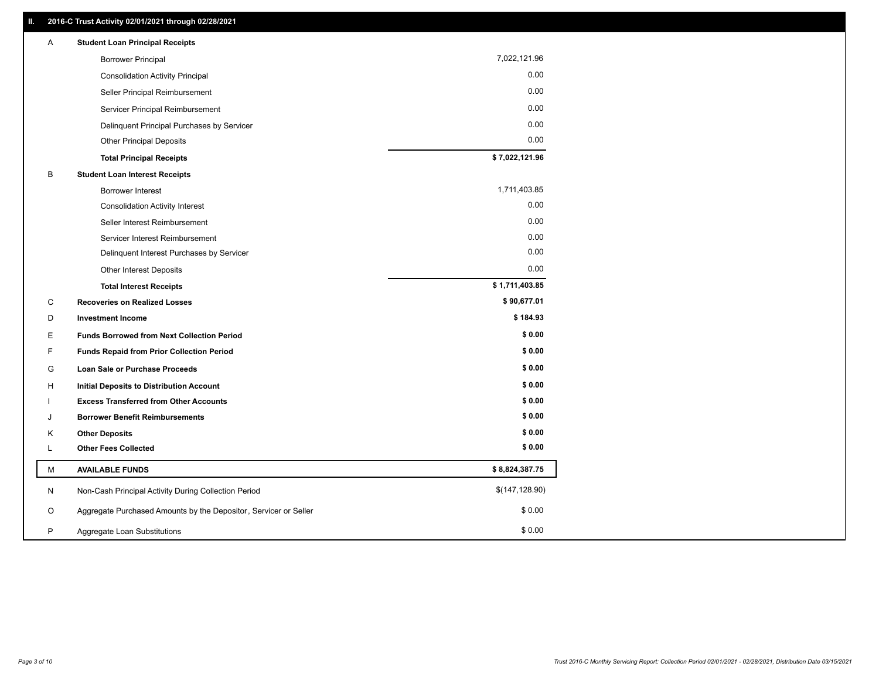## II. 2016-C Trust Activity 02/01/2021 through 02/28/2021

| | | |
|---|---|---|
| A | **Student Loan Principal Receipts** | |
| | Borrower Principal | 7,022,121.96 |
| | Consolidation Activity Principal | 0.00 |
| | Seller Principal Reimbursement | 0.00 |
| | Servicer Principal Reimbursement | 0.00 |
| | Delinquent Principal Purchases by Servicer | 0.00 |
| | Other Principal Deposits | 0.00 |
| | **Total Principal Receipts** | **$ 7,022,121.96** |
| B | **Student Loan Interest Receipts** | |
| | Borrower Interest | 1,711,403.85 |
| | Consolidation Activity Interest | 0.00 |
| | Seller Interest Reimbursement | 0.00 |
| | Servicer Interest Reimbursement | 0.00 |
| | Delinquent Interest Purchases by Servicer | 0.00 |
| | Other Interest Deposits | 0.00 |
| | **Total Interest Receipts** | **$ 1,711,403.85** |
| C | **Recoveries on Realized Losses** | **$ 90,677.01** |
| D | **Investment Income** | **$ 184.93** |
| E | **Funds Borrowed from Next Collection Period** | **$ 0.00** |
| F | **Funds Repaid from Prior Collection Period** | **$ 0.00** |
| G | **Loan Sale or Purchase Proceeds** | **$ 0.00** |
| H | **Initial Deposits to Distribution Account** | **$ 0.00** |
| I | **Excess Transferred from Other Accounts** | **$ 0.00** |
| J | **Borrower Benefit Reimbursements** | **$ 0.00** |
| K | **Other Deposits** | **$ 0.00** |
| L | **Other Fees Collected** | **$ 0.00** |
| M | **AVAILABLE FUNDS** | **$ 8,824,387.75** |
| N | Non-Cash Principal Activity During Collection Period | $(147,128.90) |
| O | Aggregate Purchased Amounts by the Depositor, Servicer or Seller | $ 0.00 |
| P | Aggregate Loan Substitutions | $ 0.00 |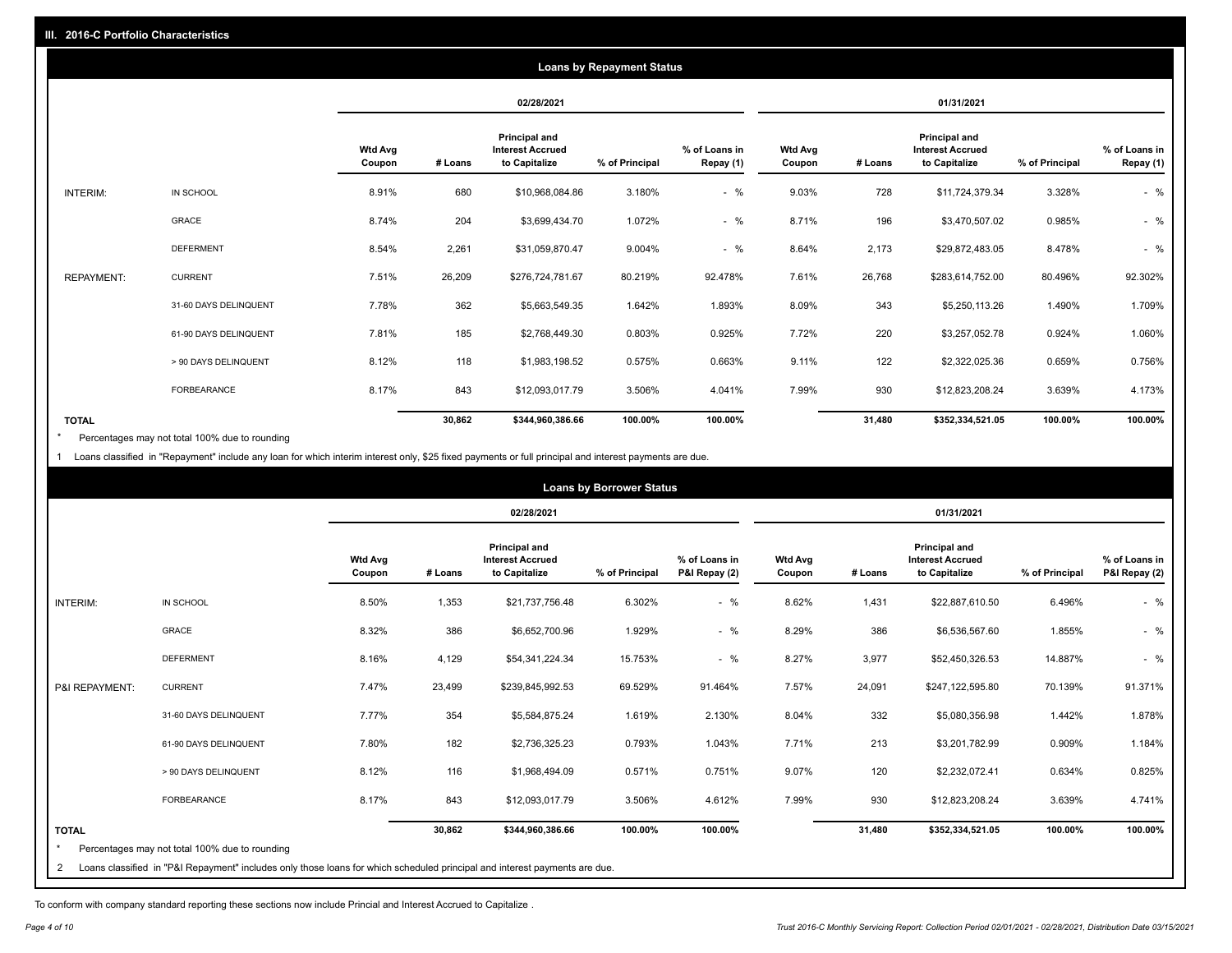## III. 2016-C Portfolio Characteristics

### Loans by Repayment Status

| | | 02/28/2021 | | | | | 01/31/2021 | | | | |
|---|---|---|---|---|---|---|---|---|---|---|---|
| | | Wtd Avg Coupon | # Loans | Principal and Interest Accrued to Capitalize | % of Principal | % of Loans in Repay (1) | Wtd Avg Coupon | # Loans | Principal and Interest Accrued to Capitalize | % of Principal | % of Loans in Repay (1) |
| INTERIM: | IN SCHOOL | 8.91% | 680 | $10,968,084.86 | 3.180% | - % | 9.03% | 728 | $11,724,379.34 | 3.328% | - % |
| | GRACE | 8.74% | 204 | $3,699,434.70 | 1.072% | - % | 8.71% | 196 | $3,470,507.02 | 0.985% | - % |
| | DEFERMENT | 8.54% | 2,261 | $31,059,870.47 | 9.004% | - % | 8.64% | 2,173 | $29,872,483.05 | 8.478% | - % |
| REPAYMENT: | CURRENT | 7.51% | 26,209 | $276,724,781.67 | 80.219% | 92.478% | 7.61% | 26,768 | $283,614,752.00 | 80.496% | 92.302% |
| | 31-60 DAYS DELINQUENT | 7.78% | 362 | $5,663,549.35 | 1.642% | 1.893% | 8.09% | 343 | $5,250,113.26 | 1.490% | 1.709% |
| | 61-90 DAYS DELINQUENT | 7.81% | 185 | $2,768,449.30 | 0.803% | 0.925% | 7.72% | 220 | $3,257,052.78 | 0.924% | 1.060% |
| | > 90 DAYS DELINQUENT | 8.12% | 118 | $1,983,198.52 | 0.575% | 0.663% | 9.11% | 122 | $2,322,025.36 | 0.659% | 0.756% |
| | FORBEARANCE | 8.17% | 843 | $12,093,017.79 | 3.506% | 4.041% | 7.99% | 930 | $12,823,208.24 | 3.639% | 4.173% |
| TOTAL | | | 30,862 | $344,960,386.66 | 100.00% | 100.00% | | 31,480 | $352,334,521.05 | 100.00% | 100.00% |

\* Percentages may not total 100% due to rounding

1 Loans classified in "Repayment" include any loan for which interim interest only, $25 fixed payments or full principal and interest payments are due.

### Loans by Borrower Status

| | | 02/28/2021 | | | | | 01/31/2021 | | | | |
|---|---|---|---|---|---|---|---|---|---|---|---|
| | | Wtd Avg Coupon | # Loans | Principal and Interest Accrued to Capitalize | % of Principal | % of Loans in P&I Repay (2) | Wtd Avg Coupon | # Loans | Principal and Interest Accrued to Capitalize | % of Principal | % of Loans in P&I Repay (2) |
| INTERIM: | IN SCHOOL | 8.50% | 1,353 | $21,737,756.48 | 6.302% | - % | 8.62% | 1,431 | $22,887,610.50 | 6.496% | - % |
| | GRACE | 8.32% | 386 | $6,652,700.96 | 1.929% | - % | 8.29% | 386 | $6,536,567.60 | 1.855% | - % |
| | DEFERMENT | 8.16% | 4,129 | $54,341,224.34 | 15.753% | - % | 8.27% | 3,977 | $52,450,326.53 | 14.887% | - % |
| P&I REPAYMENT: | CURRENT | 7.47% | 23,499 | $239,845,992.53 | 69.529% | 91.464% | 7.57% | 24,091 | $247,122,595.80 | 70.139% | 91.371% |
| | 31-60 DAYS DELINQUENT | 7.77% | 354 | $5,584,875.24 | 1.619% | 2.130% | 8.04% | 332 | $5,080,356.98 | 1.442% | 1.878% |
| | 61-90 DAYS DELINQUENT | 7.80% | 182 | $2,736,325.23 | 0.793% | 1.043% | 7.71% | 213 | $3,201,782.99 | 0.909% | 1.184% |
| | > 90 DAYS DELINQUENT | 8.12% | 116 | $1,968,494.09 | 0.571% | 0.751% | 9.07% | 120 | $2,232,072.41 | 0.634% | 0.825% |
| | FORBEARANCE | 8.17% | 843 | $12,093,017.79 | 3.506% | 4.612% | 7.99% | 930 | $12,823,208.24 | 3.639% | 4.741% |
| TOTAL | | | 30,862 | $344,960,386.66 | 100.00% | 100.00% | | 31,480 | $352,334,521.05 | 100.00% | 100.00% |

\* Percentages may not total 100% due to rounding

2 Loans classified in "P&I Repayment" includes only those loans for which scheduled principal and interest payments are due.

To conform with company standard reporting these sections now include Princial and Interest Accrued to Capitalize .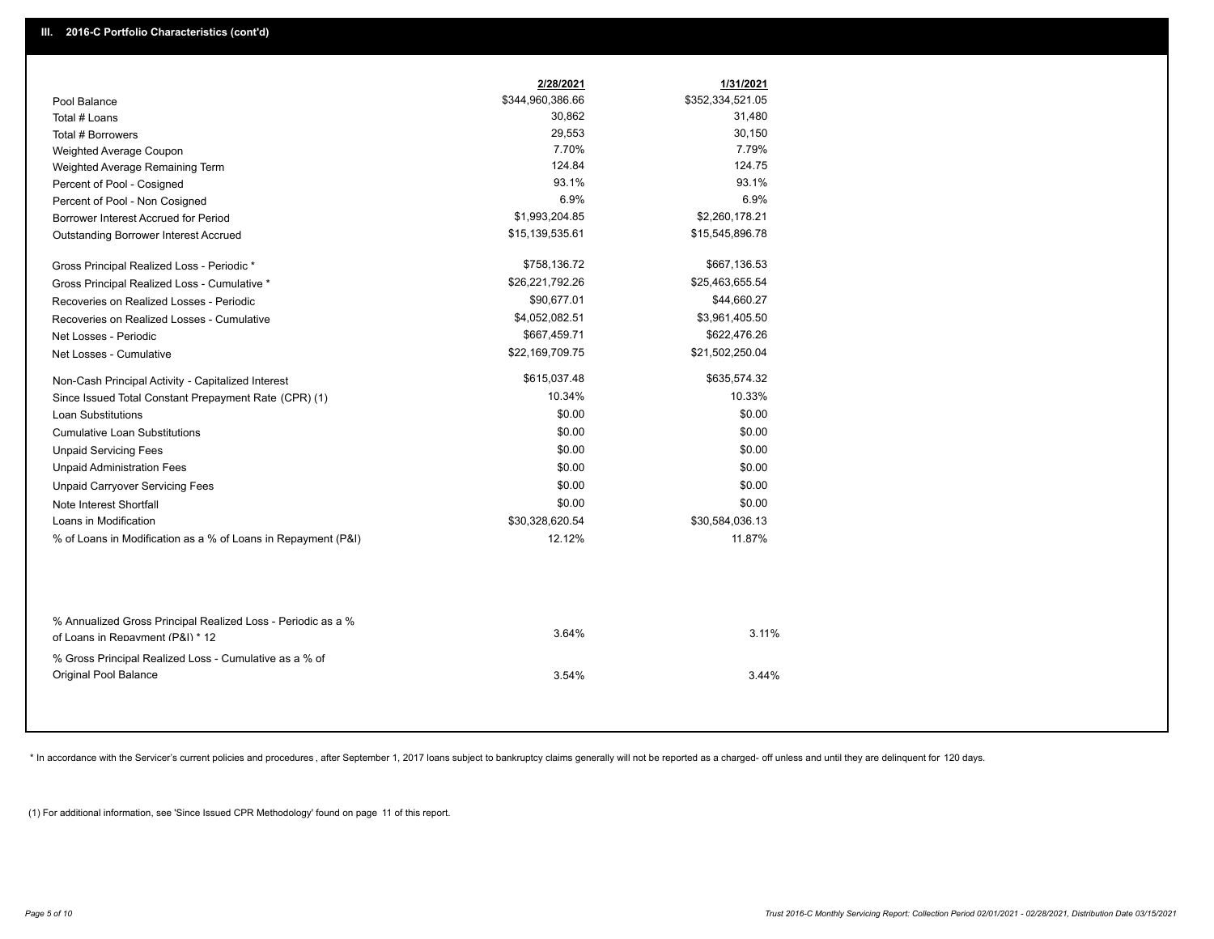## III. 2016-C Portfolio Characteristics (cont'd)

| | 2/28/2021 | 1/31/2021 |
|---|---|---|
| Pool Balance | $344,960,386.66 | $352,334,521.05 |
| Total # Loans | 30,862 | 31,480 |
| Total # Borrowers | 29,553 | 30,150 |
| Weighted Average Coupon | 7.70% | 7.79% |
| Weighted Average Remaining Term | 124.84 | 124.75 |
| Percent of Pool - Cosigned | 93.1% | 93.1% |
| Percent of Pool - Non Cosigned | 6.9% | 6.9% |
| Borrower Interest Accrued for Period | $1,993,204.85 | $2,260,178.21 |
| Outstanding Borrower Interest Accrued | $15,139,535.61 | $15,545,896.78 |
| Gross Principal Realized Loss - Periodic * | $758,136.72 | $667,136.53 |
| Gross Principal Realized Loss - Cumulative * | $26,221,792.26 | $25,463,655.54 |
| Recoveries on Realized Losses - Periodic | $90,677.01 | $44,660.27 |
| Recoveries on Realized Losses - Cumulative | $4,052,082.51 | $3,961,405.50 |
| Net Losses - Periodic | $667,459.71 | $622,476.26 |
| Net Losses - Cumulative | $22,169,709.75 | $21,502,250.04 |
| Non-Cash Principal Activity - Capitalized Interest | $615,037.48 | $635,574.32 |
| Since Issued Total Constant Prepayment Rate (CPR) (1) | 10.34% | 10.33% |
| Loan Substitutions | $0.00 | $0.00 |
| Cumulative Loan Substitutions | $0.00 | $0.00 |
| Unpaid Servicing Fees | $0.00 | $0.00 |
| Unpaid Administration Fees | $0.00 | $0.00 |
| Unpaid Carryover Servicing Fees | $0.00 | $0.00 |
| Note Interest Shortfall | $0.00 | $0.00 |
| Loans in Modification | $30,328,620.54 | $30,584,036.13 |
| % of Loans in Modification as a % of Loans in Repayment (P&I) | 12.12% | 11.87% |
| % Annualized Gross Principal Realized Loss - Periodic as a % of Loans in Repayment (P&I) * 12 | 3.64% | 3.11% |
| % Gross Principal Realized Loss - Cumulative as a % of Original Pool Balance | 3.54% | 3.44% |

* In accordance with the Servicer's current policies and procedures , after September 1, 2017 loans subject to bankruptcy claims generally will not be reported as a charged- off unless and until they are delinquent for 120 days.

(1) For additional information, see 'Since Issued CPR Methodology' found on page 11 of this report.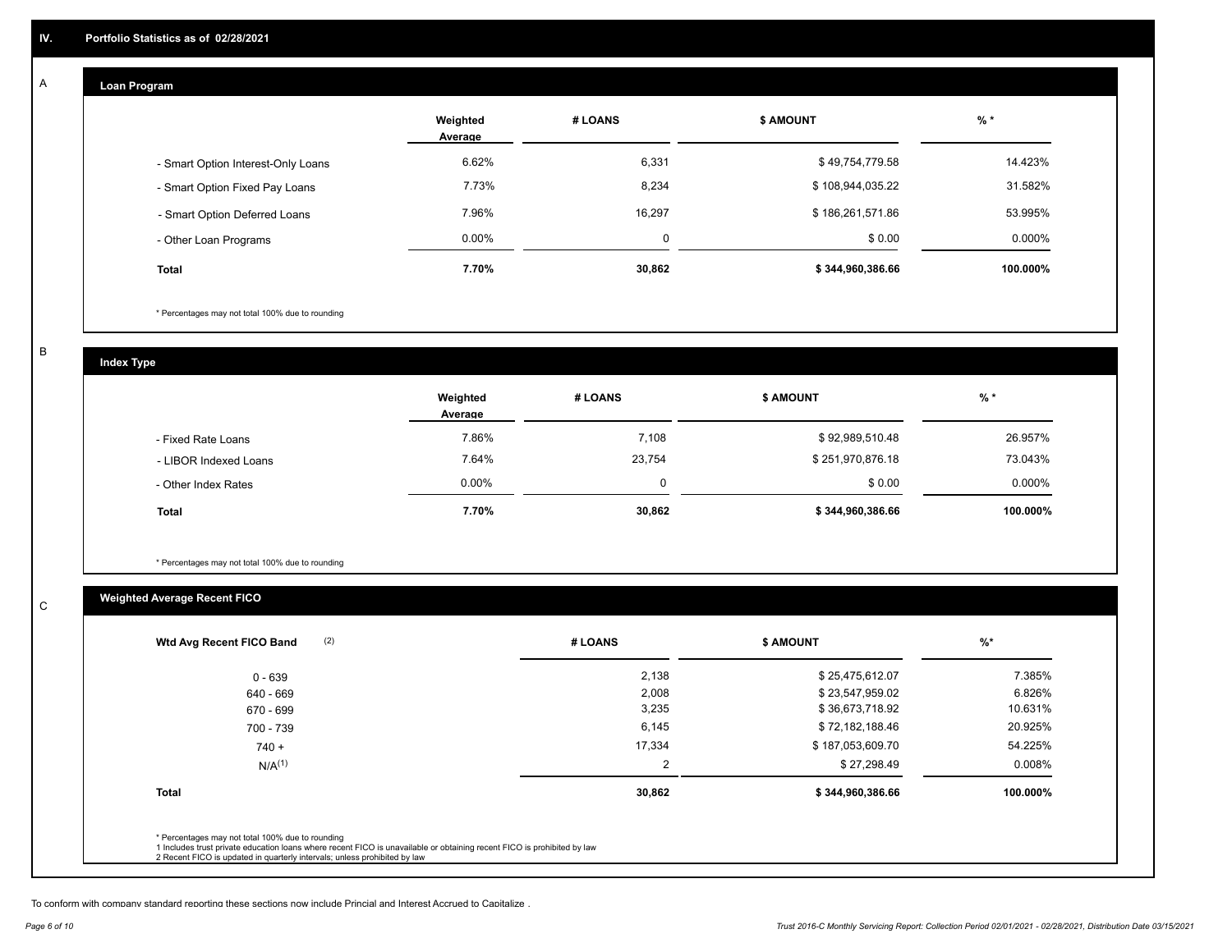## IV. Portfolio Statistics as of 02/28/2021

### A

#### Loan Program

| | Weighted Average | # LOANS | $ AMOUNT | % * |
|---|---|---|---|---|
| - Smart Option Interest-Only Loans | 6.62% | 6,331 | $ 49,754,779.58 | 14.423% |
| - Smart Option Fixed Pay Loans | 7.73% | 8,234 | $ 108,944,035.22 | 31.582% |
| - Smart Option Deferred Loans | 7.96% | 16,297 | $ 186,261,571.86 | 53.995% |
| - Other Loan Programs | 0.00% | 0 | $ 0.00 | 0.000% |
| **Total** | **7.70%** | **30,862** | **$ 344,960,386.66** | **100.000%** |

* Percentages may not total 100% due to rounding

### B

#### Index Type

| | Weighted Average | # LOANS | $ AMOUNT | % * |
|---|---|---|---|---|
| - Fixed Rate Loans | 7.86% | 7,108 | $ 92,989,510.48 | 26.957% |
| - LIBOR Indexed Loans | 7.64% | 23,754 | $ 251,970,876.18 | 73.043% |
| - Other Index Rates | 0.00% | 0 | $ 0.00 | 0.000% |
| **Total** | **7.70%** | **30,862** | **$ 344,960,386.66** | **100.000%** |

* Percentages may not total 100% due to rounding

### C

#### Weighted Average Recent FICO

| Wtd Avg Recent FICO Band (2) | # LOANS | $ AMOUNT | %* |
|---|---|---|---|
| 0 - 639 | 2,138 | $ 25,475,612.07 | 7.385% |
| 640 - 669 | 2,008 | $ 23,547,959.02 | 6.826% |
| 670 - 699 | 3,235 | $ 36,673,718.92 | 10.631% |
| 700 - 739 | 6,145 | $ 72,182,188.46 | 20.925% |
| 740 + | 17,334 | $ 187,053,609.70 | 54.225% |
| N/A(1) | 2 | $ 27,298.49 | 0.008% |
| **Total** | **30,862** | **$ 344,960,386.66** | **100.000%** |

* Percentages may not total 100% due to rounding

1 Includes trust private education loans where recent FICO is unavailable or obtaining recent FICO is prohibited by law

2 Recent FICO is updated in quarterly intervals; unless prohibited by law

To conform with company standard reporting these sections now include Princial and Interest Accrued to Capitalize .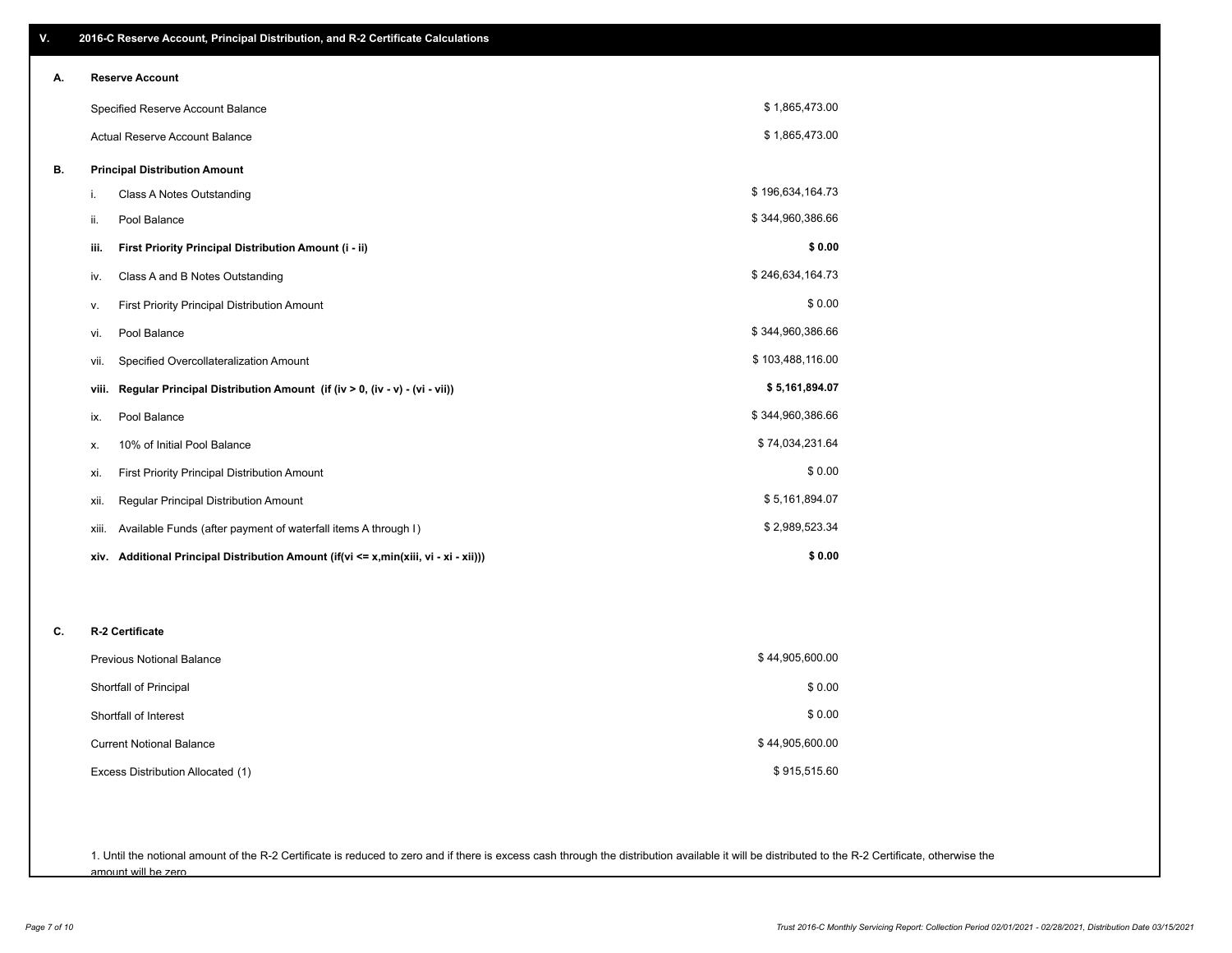## V. 2016-C Reserve Account, Principal Distribution, and R-2 Certificate Calculations

### A. Reserve Account

| | |
|---|---|
| Specified Reserve Account Balance | $ 1,865,473.00 |
| Actual Reserve Account Balance | $ 1,865,473.00 |

### B. Principal Distribution Amount

| | | |
|---|---|---|
| i. | Class A Notes Outstanding | $ 196,634,164.73 |
| ii. | Pool Balance | $ 344,960,386.66 |
| **iii.** | **First Priority Principal Distribution Amount (i - ii)** | **$ 0.00** |
| iv. | Class A and B Notes Outstanding | $ 246,634,164.73 |
| v. | First Priority Principal Distribution Amount | $ 0.00 |
| vi. | Pool Balance | $ 344,960,386.66 |
| vii. | Specified Overcollateralization Amount | $ 103,488,116.00 |
| **viii.** | **Regular Principal Distribution Amount (if (iv > 0, (iv - v) - (vi - vii))** | **$ 5,161,894.07** |
| ix. | Pool Balance | $ 344,960,386.66 |
| x. | 10% of Initial Pool Balance | $ 74,034,231.64 |
| xi. | First Priority Principal Distribution Amount | $ 0.00 |
| xii. | Regular Principal Distribution Amount | $ 5,161,894.07 |
| xiii. | Available Funds (after payment of waterfall items A through I) | $ 2,989,523.34 |
| **xiv.** | **Additional Principal Distribution Amount (if(vi <= x,min(xiii, vi - xi - xii)))** | **$ 0.00** |

### C. R-2 Certificate

| | |
|---|---|
| Previous Notional Balance | $ 44,905,600.00 |
| Shortfall of Principal | $ 0.00 |
| Shortfall of Interest | $ 0.00 |
| Current Notional Balance | $ 44,905,600.00 |
| Excess Distribution Allocated (1) | $ 915,515.60 |

1. Until the notional amount of the R-2 Certificate is reduced to zero and if there is excess cash through the distribution available it will be distributed to the R-2 Certificate, otherwise the amount will be zero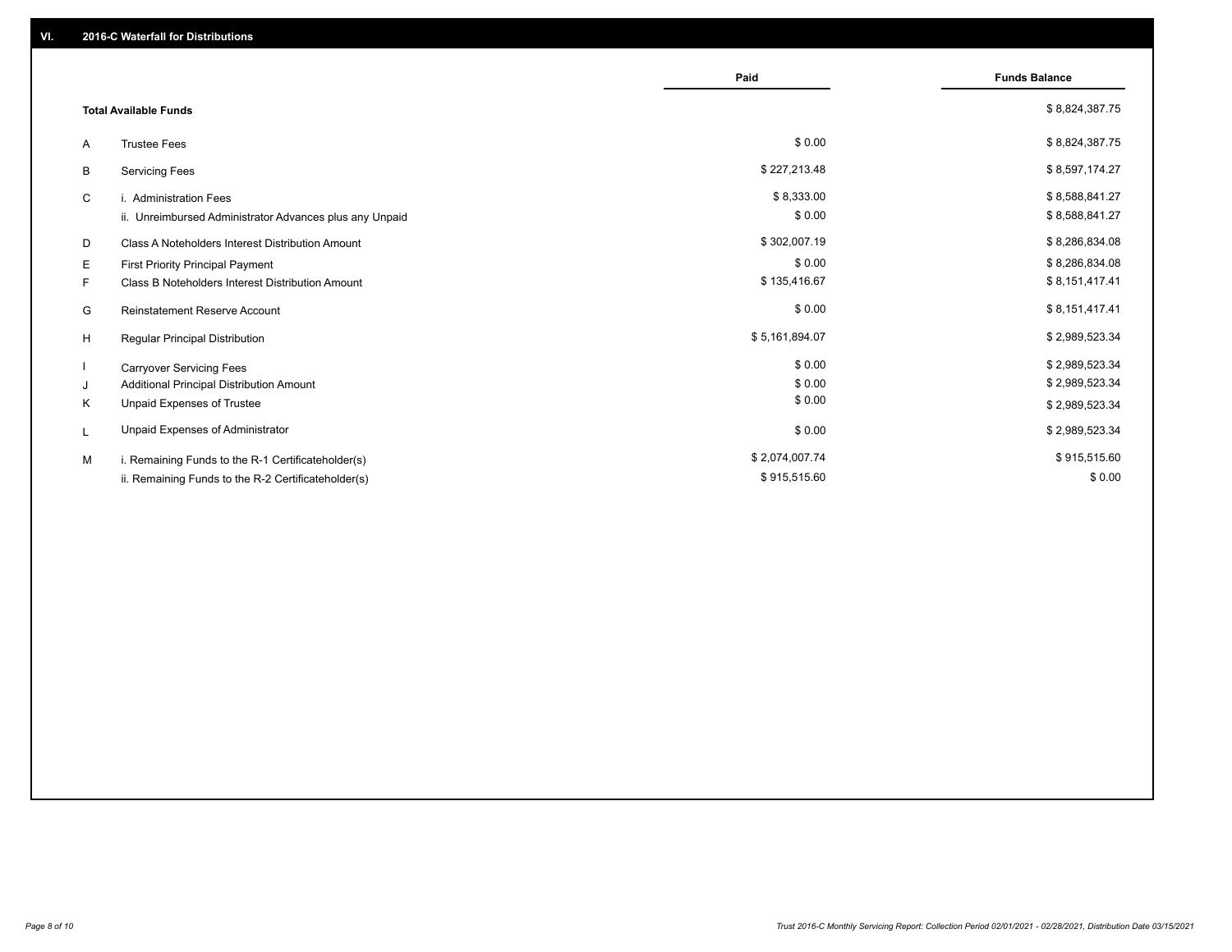## VI. 2016-C Waterfall for Distributions

| | | Paid | Funds Balance |
|---|---|---|---|
| | **Total Available Funds** | | $ 8,824,387.75 |
| A | Trustee Fees | $ 0.00 | $ 8,824,387.75 |
| B | Servicing Fees | $ 227,213.48 | $ 8,597,174.27 |
| C | i. Administration Fees | $ 8,333.00 | $ 8,588,841.27 |
| | ii. Unreimbursed Administrator Advances plus any Unpaid | $ 0.00 | $ 8,588,841.27 |
| D | Class A Noteholders Interest Distribution Amount | $ 302,007.19 | $ 8,286,834.08 |
| E | First Priority Principal Payment | $ 0.00 | $ 8,286,834.08 |
| F | Class B Noteholders Interest Distribution Amount | $ 135,416.67 | $ 8,151,417.41 |
| G | Reinstatement Reserve Account | $ 0.00 | $ 8,151,417.41 |
| H | Regular Principal Distribution | $ 5,161,894.07 | $ 2,989,523.34 |
| I | Carryover Servicing Fees | $ 0.00 | $ 2,989,523.34 |
| J | Additional Principal Distribution Amount | $ 0.00 | $ 2,989,523.34 |
| K | Unpaid Expenses of Trustee | $ 0.00 | $ 2,989,523.34 |
| L | Unpaid Expenses of Administrator | $ 0.00 | $ 2,989,523.34 |
| M | i. Remaining Funds to the R-1 Certificateholder(s) | $ 2,074,007.74 | $ 915,515.60 |
| | ii. Remaining Funds to the R-2 Certificateholder(s) | $ 915,515.60 | $ 0.00 |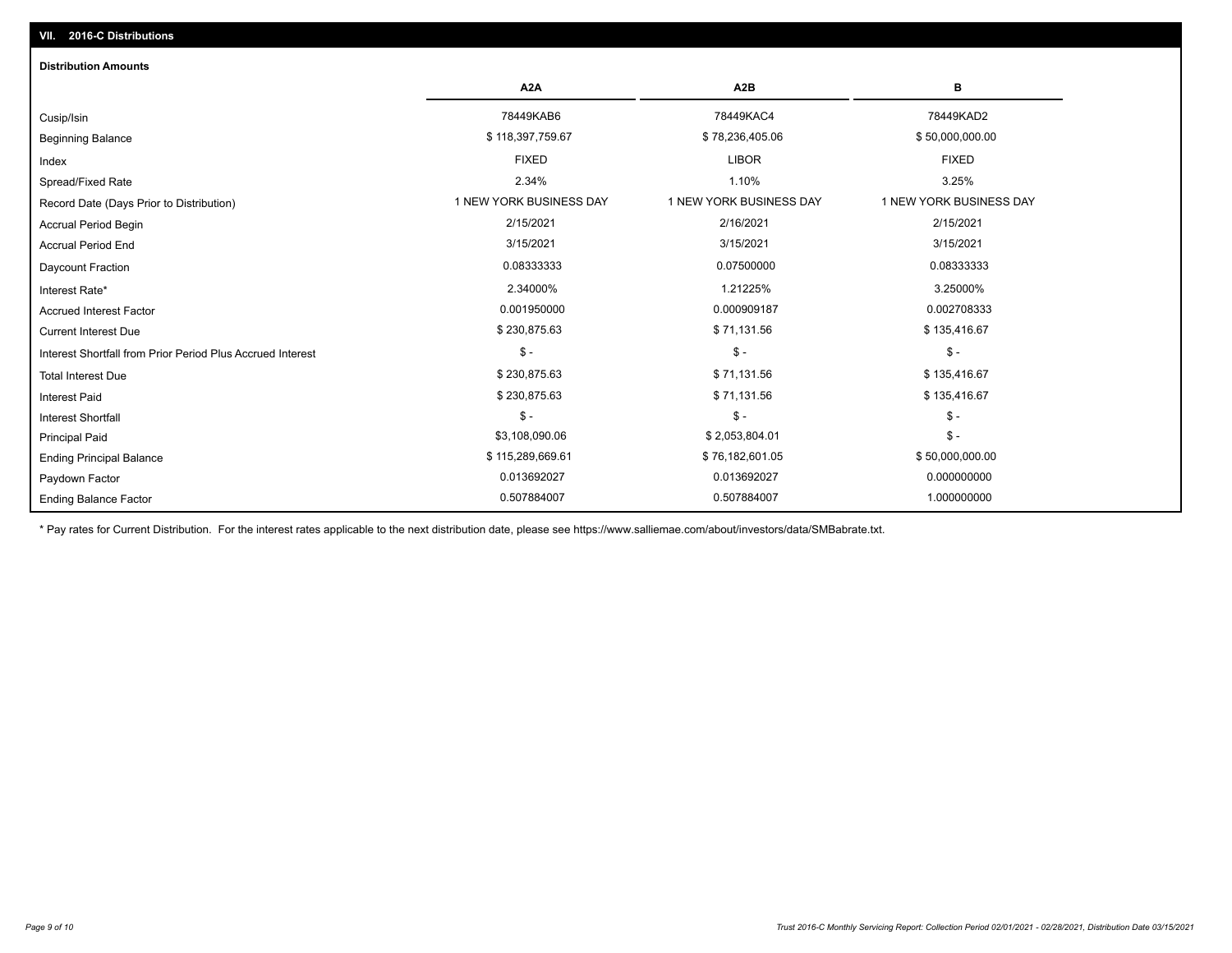## VII. 2016-C Distributions

### Distribution Amounts

| | A2A | A2B | B |
|---|---|---|---|
| Cusip/Isin | 78449KAB6 | 78449KAC4 | 78449KAD2 |
| Beginning Balance | $ 118,397,759.67 | $ 78,236,405.06 | $ 50,000,000.00 |
| Index | FIXED | LIBOR | FIXED |
| Spread/Fixed Rate | 2.34% | 1.10% | 3.25% |
| Record Date (Days Prior to Distribution) | 1 NEW YORK BUSINESS DAY | 1 NEW YORK BUSINESS DAY | 1 NEW YORK BUSINESS DAY |
| Accrual Period Begin | 2/15/2021 | 2/16/2021 | 2/15/2021 |
| Accrual Period End | 3/15/2021 | 3/15/2021 | 3/15/2021 |
| Daycount Fraction | 0.08333333 | 0.07500000 | 0.08333333 |
| Interest Rate* | 2.34000% | 1.21225% | 3.25000% |
| Accrued Interest Factor | 0.001950000 | 0.000909187 | 0.002708333 |
| Current Interest Due | $ 230,875.63 | $ 71,131.56 | $ 135,416.67 |
| Interest Shortfall from Prior Period Plus Accrued Interest | $ - | $ - | $ - |
| Total Interest Due | $ 230,875.63 | $ 71,131.56 | $ 135,416.67 |
| Interest Paid | $ 230,875.63 | $ 71,131.56 | $ 135,416.67 |
| Interest Shortfall | $ - | $ - | $ - |
| Principal Paid | $3,108,090.06 | $ 2,053,804.01 | $ - |
| Ending Principal Balance | $ 115,289,669.61 | $ 76,182,601.05 | $ 50,000,000.00 |
| Paydown Factor | 0.013692027 | 0.013692027 | 0.000000000 |
| Ending Balance Factor | 0.507884007 | 0.507884007 | 1.000000000 |

* Pay rates for Current Distribution. For the interest rates applicable to the next distribution date, please see https://www.salliemae.com/about/investors/data/SMBabrate.txt.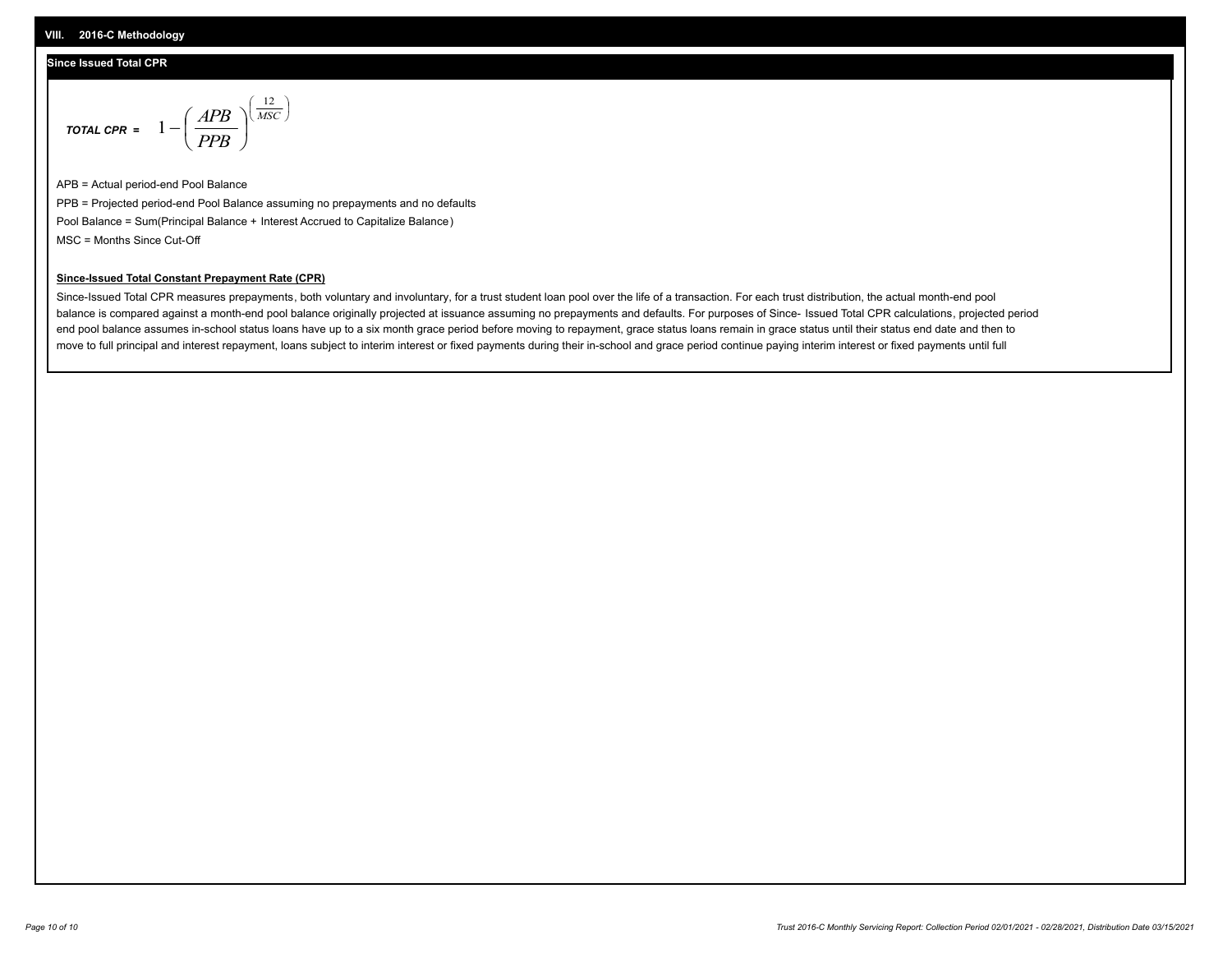## VIII. 2016-C Methodology

### Since Issued Total CPR

$$\textit{TOTAL CPR} = 1 - \left(\frac{APB}{PPB}\right)^{\left(\frac{12}{MSC}\right)}$$

APB = Actual period-end Pool Balance

PPB = Projected period-end Pool Balance assuming no prepayments and no defaults

Pool Balance = Sum(Principal Balance + Interest Accrued to Capitalize Balance)

MSC = Months Since Cut-Off

**Since-Issued Total Constant Prepayment Rate (CPR)**

Since-Issued Total CPR measures prepayments, both voluntary and involuntary, for a trust student loan pool over the life of a transaction. For each trust distribution, the actual month-end pool balance is compared against a month-end pool balance originally projected at issuance assuming no prepayments and defaults. For purposes of Since- Issued Total CPR calculations, projected period end pool balance assumes in-school status loans have up to a six month grace period before moving to repayment, grace status loans remain in grace status until their status end date and then to move to full principal and interest repayment, loans subject to interim interest or fixed payments during their in-school and grace period continue paying interim interest or fixed payments until full